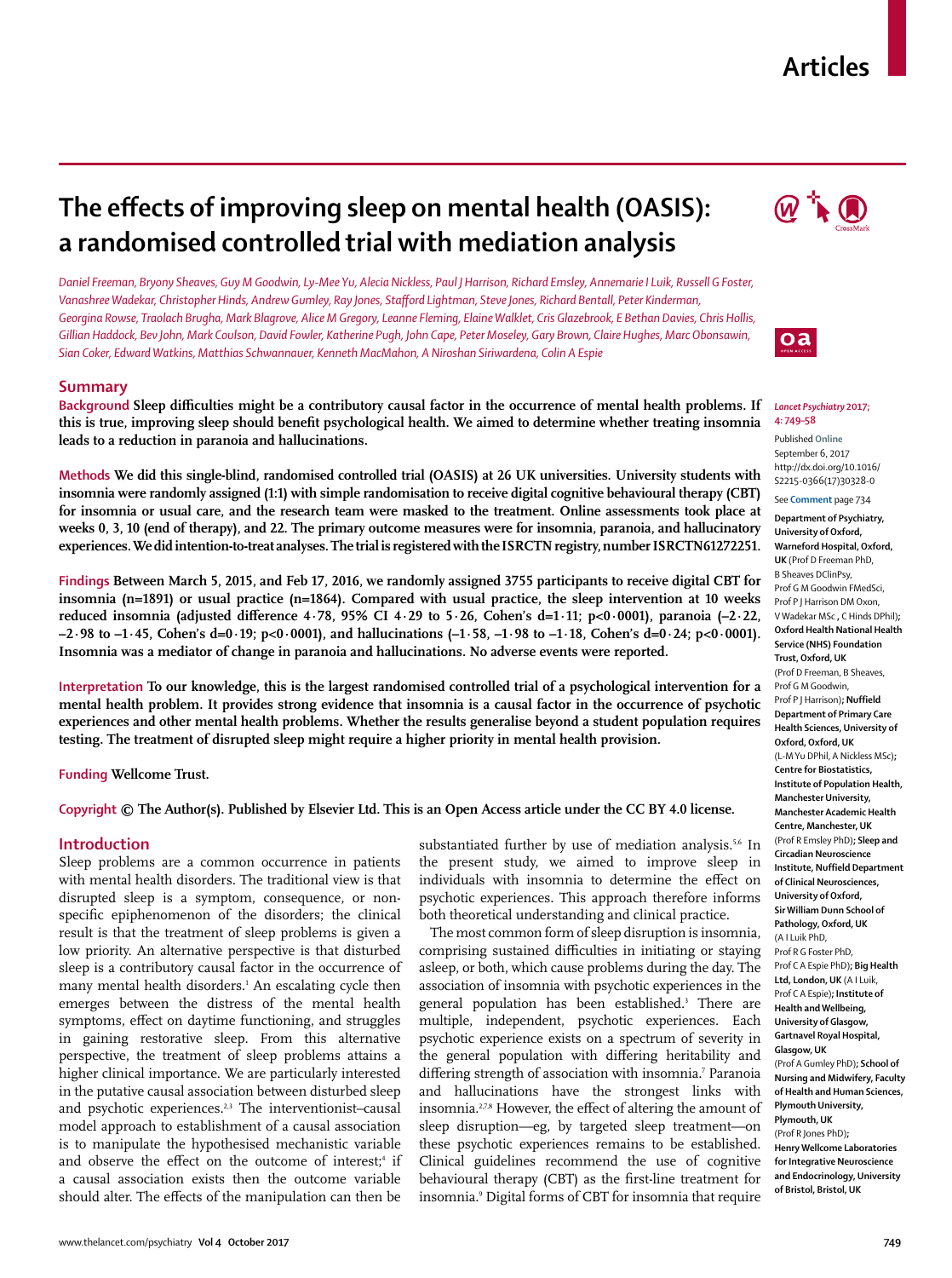# The effects of improving sleep on mental health (OASIS): a randomised controlled trial with mediation analysis

*Daniel Freeman, Bryony Sheaves, Guy M Goodwin, Ly-Mee Yu, Alecia Nickless, Paul J Harrison, Richard Emsley, Annemarie I Luik, Russell G Foster, Vanashree Wadekar, Christopher Hinds, Andrew Gumley, Ray Jones, Stafford Lightman, Steve Jones, Richard Bentall, Peter Kinderman, Georgina Rowse, Traolach Brugha, Mark Blagrove, Alice M Gregory, Leanne Fleming, Elaine Walklet, Cris Glazebrook, E Bethan Davies, Chris Hollis, Gillian Haddock, Bev John, Mark Coulson, David Fowler, Katherine Pugh, John Cape, Peter Moseley, Gary Brown, Claire Hughes, Marc Obonsawin, Sian Coker, Edward Watkins, Matthias Schwannauer, Kenneth MacMahon, A Niroshan Siriwardena, Colin A Espie*

## Summary

**Background** **Sleep difficulties might be a contributory causal factor in the occurrence of mental health problems. If this is true, improving sleep should benefit psychological health. We aimed to determine whether treating insomnia leads to a reduction in paranoia and hallucinations.**

**Methods** **We did this single-blind, randomised controlled trial (OASIS) at 26 UK universities. University students with insomnia were randomly assigned (1:1) with simple randomisation to receive digital cognitive behavioural therapy (CBT) for insomnia or usual care, and the research team were masked to the treatment. Online assessments took place at weeks 0, 3, 10 (end of therapy), and 22. The primary outcome measures were for insomnia, paranoia, and hallucinatory experiences. We did intention-to-treat analyses. The trial is registered with the ISRCTN registry, number ISRCTN61272251.**

**Findings** **Between March 5, 2015, and Feb 17, 2016, we randomly assigned 3755 participants to receive digital CBT for insomnia (n=1891) or usual practice (n=1864). Compared with usual practice, the sleep intervention at 10 weeks reduced insomnia (adjusted difference 4·78, 95% CI 4·29 to 5·26, Cohen's d=1·11; p<0·0001), paranoia (–2·22, –2·98 to –1·45, Cohen's d=0·19; p<0·0001), and hallucinations (–1·58, –1·98 to –1·18, Cohen's d=0·24; p<0·0001). Insomnia was a mediator of change in paranoia and hallucinations. No adverse events were reported.**

**Interpretation** **To our knowledge, this is the largest randomised controlled trial of a psychological intervention for a mental health problem. It provides strong evidence that insomnia is a causal factor in the occurrence of psychotic experiences and other mental health problems. Whether the results generalise beyond a student population requires testing. The treatment of disrupted sleep might require a higher priority in mental health provision.**

**Funding** **Wellcome Trust.**

**Copyright** **© The Author(s). Published by Elsevier Ltd. This is an Open Access article under the CC BY 4.0 license.**

*Lancet Psychiatry* 2017; 4: 749–58

Published Online September 6, 2017 http://dx.doi.org/10.1016/S2215-0366(17)30328-0

See **Comment** page 734

**Department of Psychiatry, University of Oxford, Warneford Hospital, Oxford, UK** (Prof D Freeman PhD, B Sheaves DClinPsy, Prof G M Goodwin FMedSci, Prof P J Harrison DM Oxon, V Wadekar MSc, C Hinds DPhil)**; Oxford Health National Health Service (NHS) Foundation Trust, Oxford, UK** (Prof D Freeman, B Sheaves, Prof G M Goodwin, Prof P J Harrison)**; Nuffield Department of Primary Care Health Sciences, University of Oxford, Oxford, UK** (L-M Yu DPhil, A Nickless MSc)**; Centre for Biostatistics, Institute of Population Health, Manchester University, Manchester Academic Health Centre, Manchester, UK** (Prof R Emsley PhD)**; Sleep and Circadian Neuroscience Institute, Nuffield Department of Clinical Neurosciences, University of Oxford, Sir William Dunn School of Pathology, Oxford, UK** (A I Luik PhD, Prof R G Foster PhD, Prof C A Espie PhD)**; Big Health Ltd, London, UK** (A I Luik, Prof C A Espie)**; Institute of Health and Wellbeing, University of Glasgow, Gartnavel Royal Hospital, Glasgow, UK** (Prof A Gumley PhD)**; School of Nursing and Midwifery, Faculty of Health and Human Sciences, Plymouth University, Plymouth, UK** (Prof R Jones PhD)**; Henry Wellcome Laboratories for Integrative Neuroscience and Endocrinology, University of Bristol, Bristol, UK**

## Introduction

Sleep problems are a common occurrence in patients with mental health disorders. The traditional view is that disrupted sleep is a symptom, consequence, or non-specific epiphenomenon of the disorders; the clinical result is that the treatment of sleep problems is given a low priority. An alternative perspective is that disturbed sleep is a contributory causal factor in the occurrence of many mental health disorders.[1] An escalating cycle then emerges between the distress of the mental health symptoms, effect on daytime functioning, and struggles in gaining restorative sleep. From this alternative perspective, the treatment of sleep problems attains a higher clinical importance. We are particularly interested in the putative causal association between disturbed sleep and psychotic experiences.[2,3] The interventionist–causal model approach to establishment of a causal association is to manipulate the hypothesised mechanistic variable and observe the effect on the outcome of interest;[4] if a causal association exists then the outcome variable should alter. The effects of the manipulation can then be substantiated further by use of mediation analysis.[5,6] In the present study, we aimed to improve sleep in individuals with insomnia to determine the effect on psychotic experiences. This approach therefore informs both theoretical understanding and clinical practice.

The most common form of sleep disruption is insomnia, comprising sustained difficulties in initiating or staying asleep, or both, which cause problems during the day. The association of insomnia with psychotic experiences in the general population has been established.[3] There are multiple, independent, psychotic experiences. Each psychotic experience exists on a spectrum of severity in the general population with differing heritability and differing strength of association with insomnia.[7] Paranoia and hallucinations have the strongest links with insomnia.[2,7,8] However, the effect of altering the amount of sleep disruption—eg, by targeted sleep treatment—on these psychotic experiences remains to be established. Clinical guidelines recommend the use of cognitive behavioural therapy (CBT) as the first-line treatment for insomnia.[9] Digital forms of CBT for insomnia that require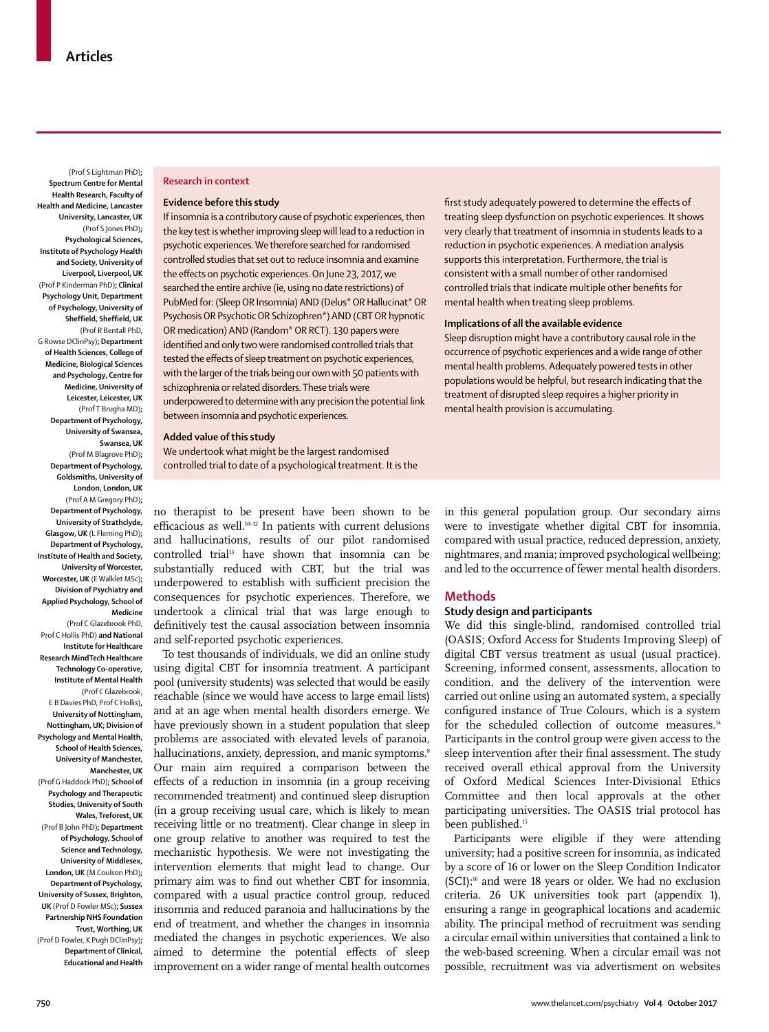(Prof S Lightman PhD); **Spectrum Centre for Mental Health Research, Faculty of Health and Medicine, Lancaster University, Lancaster, UK** (Prof S Jones PhD); **Psychological Sciences, Institute of Psychology Health and Society, University of Liverpool, Liverpool, UK** (Prof P Kinderman PhD); **Clinical Psychology Unit, Department of Psychology, University of Sheffield, Sheffield, UK** (Prof R Bentall PhD, G Rowse DClinPsy); **Department of Health Sciences, College of Medicine, Biological Sciences and Psychology, Centre for Medicine, University of Leicester, Leicester, UK** (Prof T Brugha MD); **Department of Psychology, University of Swansea, Swansea, UK** (Prof M Blagrove PhD); **Department of Psychology, Goldsmiths, University of London, London, UK** (Prof A M Gregory PhD); **Department of Psychology, University of Strathclyde, Glasgow, UK** (L Fleming PhD); **Department of Psychology, Institute of Health and Society, University of Worcester, Worcester, UK** (E Walklet MSc); **Division of Psychiatry and Applied Psychology, School of Medicine** (Prof C Glazebrook PhD, Prof C Hollis PhD) **and National Institute for Healthcare Research MindTech Healthcare Technology Co-operative, Institute of Mental Health** (Prof C Glazebrook, E B Davies PhD, Prof C Hollis), **University of Nottingham, Nottingham, UK; Division of Psychology and Mental Health, School of Health Sciences, University of Manchester, Manchester, UK** (Prof G Haddock PhD); **School of Psychology and Therapeutic Studies, University of South Wales, Treforest, UK** (Prof B John PhD); **Department of Psychology, School of Science and Technology, University of Middlesex, London, UK** (M Coulson PhD); **Department of Psychology, University of Sussex, Brighton, UK** (Prof D Fowler MSc); **Sussex Partnership NHS Foundation Trust, Worthing, UK** (Prof D Fowler, K Pugh DClinPsy); **Department of Clinical, Educational and Health**

## Research in context

**Evidence before this study**

If insomnia is a contributory cause of psychotic experiences, then the key test is whether improving sleep will lead to a reduction in psychotic experiences. We therefore searched for randomised controlled studies that set out to reduce insomnia and examine the effects on psychotic experiences. On June 23, 2017, we searched the entire archive (ie, using no date restrictions) of PubMed for: (Sleep OR Insomnia) AND (Delus* OR Hallucinat* OR Psychosis OR Psychotic OR Schizophren*) AND (CBT OR hypnotic OR medication) AND (Random* OR RCT). 130 papers were identified and only two were randomised controlled trials that tested the effects of sleep treatment on psychotic experiences, with the larger of the trials being our own with 50 patients with schizophrenia or related disorders. These trials were underpowered to determine with any precision the potential link between insomnia and psychotic experiences.

**Added value of this study**

We undertook what might be the largest randomised controlled trial to date of a psychological treatment. It is the first study adequately powered to determine the effects of treating sleep dysfunction on psychotic experiences. It shows very clearly that treatment of insomnia in students leads to a reduction in psychotic experiences. A mediation analysis supports this interpretation. Furthermore, the trial is consistent with a small number of other randomised controlled trials that indicate multiple other benefits for mental health when treating sleep problems.

**Implications of all the available evidence**

Sleep disruption might have a contributory causal role in the occurrence of psychotic experiences and a wide range of other mental health problems. Adequately powered tests in other populations would be helpful, but research indicating that the treatment of disrupted sleep requires a higher priority in mental health provision is accumulating.

no therapist to be present have been shown to be efficacious as well.[10–12] In patients with current delusions and hallucinations, results of our pilot randomised controlled trial[13] have shown that insomnia can be substantially reduced with CBT, but the trial was underpowered to establish with sufficient precision the consequences for psychotic experiences. Therefore, we undertook a clinical trial that was large enough to definitively test the causal association between insomnia and self-reported psychotic experiences.

To test thousands of individuals, we did an online study using digital CBT for insomnia treatment. A participant pool (university students) was selected that would be easily reachable (since we would have access to large email lists) and at an age when mental health disorders emerge. We have previously shown in a student population that sleep problems are associated with elevated levels of paranoia, hallucinations, anxiety, depression, and manic symptoms.[8] Our main aim required a comparison between the effects of a reduction in insomnia (in a group receiving recommended treatment) and continued sleep disruption (in a group receiving usual care, which is likely to mean receiving little or no treatment). Clear change in sleep in one group relative to another was required to test the mechanistic hypothesis. We were not investigating the intervention elements that might lead to change. Our primary aim was to find out whether CBT for insomnia, compared with a usual practice control group, reduced insomnia and reduced paranoia and hallucinations by the end of treatment, and whether the changes in insomnia mediated the changes in psychotic experiences. We also aimed to determine the potential effects of sleep improvement on a wider range of mental health outcomes in this general population group. Our secondary aims were to investigate whether digital CBT for insomnia, compared with usual practice, reduced depression, anxiety, nightmares, and mania; improved psychological wellbeing; and led to the occurrence of fewer mental health disorders.

## Methods

### Study design and participants

We did this single-blind, randomised controlled trial (OASIS; Oxford Access for Students Improving Sleep) of digital CBT versus treatment as usual (usual practice). Screening, informed consent, assessments, allocation to condition, and the delivery of the intervention were carried out online using an automated system, a specially configured instance of True Colours, which is a system for the scheduled collection of outcome measures.[14] Participants in the control group were given access to the sleep intervention after their final assessment. The study received overall ethical approval from the University of Oxford Medical Sciences Inter-Divisional Ethics Committee and then local approvals at the other participating universities. The OASIS trial protocol has been published.[15]

Participants were eligible if they were attending university; had a positive screen for insomnia, as indicated by a score of 16 or lower on the Sleep Condition Indicator (SCI);[16] and were 18 years or older. We had no exclusion criteria. 26 UK universities took part (appendix 1), ensuring a range in geographical locations and academic ability. The principal method of recruitment was sending a circular email within universities that contained a link to the web-based screening. When a circular email was not possible, recruitment was via advertisment on websites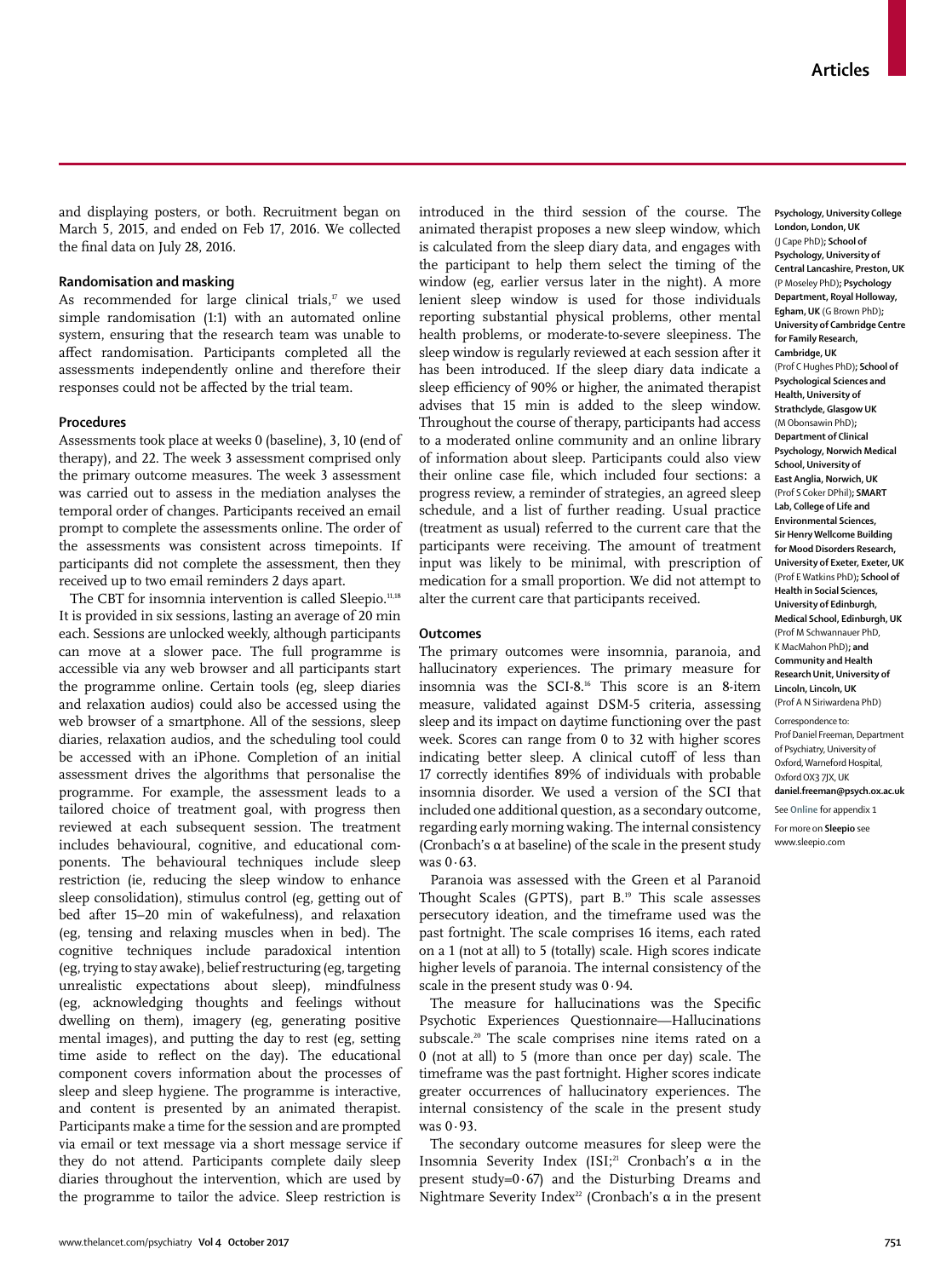and displaying posters, or both. Recruitment began on March 5, 2015, and ended on Feb 17, 2016. We collected the final data on July 28, 2016.

### Randomisation and masking

As recommended for large clinical trials,[17] we used simple randomisation (1:1) with an automated online system, ensuring that the research team was unable to affect randomisation. Participants completed all the assessments independently online and therefore their responses could not be affected by the trial team.

### Procedures

Assessments took place at weeks 0 (baseline), 3, 10 (end of therapy), and 22. The week 3 assessment comprised only the primary outcome measures. The week 3 assessment was carried out to assess in the mediation analyses the temporal order of changes. Participants received an email prompt to complete the assessments online. The order of the assessments was consistent across timepoints. If participants did not complete the assessment, then they received up to two email reminders 2 days apart.

The CBT for insomnia intervention is called Sleepio.[11,18] It is provided in six sessions, lasting an average of 20 min each. Sessions are unlocked weekly, although participants can move at a slower pace. The full programme is accessible via any web browser and all participants start the programme online. Certain tools (eg, sleep diaries and relaxation audios) could also be accessed using the web browser of a smartphone. All of the sessions, sleep diaries, relaxation audios, and the scheduling tool could be accessed with an iPhone. Completion of an initial assessment drives the algorithms that personalise the programme. For example, the assessment leads to a tailored choice of treatment goal, with progress then reviewed at each subsequent session. The treatment includes behavioural, cognitive, and educational components. The behavioural techniques include sleep restriction (ie, reducing the sleep window to enhance sleep consolidation), stimulus control (eg, getting out of bed after 15–20 min of wakefulness), and relaxation (eg, tensing and relaxing muscles when in bed). The cognitive techniques include paradoxical intention (eg, trying to stay awake), belief restructuring (eg, targeting unrealistic expectations about sleep), mindfulness (eg, acknowledging thoughts and feelings without dwelling on them), imagery (eg, generating positive mental images), and putting the day to rest (eg, setting time aside to reflect on the day). The educational component covers information about the processes of sleep and sleep hygiene. The programme is interactive, and content is presented by an animated therapist. Participants make a time for the session and are prompted via email or text message via a short message service if they do not attend. Participants complete daily sleep diaries throughout the intervention, which are used by the programme to tailor the advice. Sleep restriction is introduced in the third session of the course. The animated therapist proposes a new sleep window, which is calculated from the sleep diary data, and engages with the participant to help them select the timing of the window (eg, earlier versus later in the night). A more lenient sleep window is used for those individuals reporting substantial physical problems, other mental health problems, or moderate-to-severe sleepiness. The sleep window is regularly reviewed at each session after it has been introduced. If the sleep diary data indicate a sleep efficiency of 90% or higher, the animated therapist advises that 15 min is added to the sleep window. Throughout the course of therapy, participants had access to a moderated online community and an online library of information about sleep. Participants could also view their online case file, which included four sections: a progress review, a reminder of strategies, an agreed sleep schedule, and a list of further reading. Usual practice (treatment as usual) referred to the current care that the participants were receiving. The amount of treatment input was likely to be minimal, with prescription of medication for a small proportion. We did not attempt to alter the current care that participants received.

### Outcomes

The primary outcomes were insomnia, paranoia, and hallucinatory experiences. The primary measure for insomnia was the SCI-8.[16] This score is an 8-item measure, validated against DSM-5 criteria, assessing sleep and its impact on daytime functioning over the past week. Scores can range from 0 to 32 with higher scores indicating better sleep. A clinical cutoff of less than 17 correctly identifies 89% of individuals with probable insomnia disorder. We used a version of the SCI that included one additional question, as a secondary outcome, regarding early morning waking. The internal consistency (Cronbach's α at baseline) of the scale in the present study was 0·63.

Paranoia was assessed with the Green et al Paranoid Thought Scales (GPTS), part B.[19] This scale assesses persecutory ideation, and the timeframe used was the past fortnight. The scale comprises 16 items, each rated on a 1 (not at all) to 5 (totally) scale. High scores indicate higher levels of paranoia. The internal consistency of the scale in the present study was 0·94.

The measure for hallucinations was the Specific Psychotic Experiences Questionnaire—Hallucinations subscale.[20] The scale comprises nine items rated on a 0 (not at all) to 5 (more than once per day) scale. The timeframe was the past fortnight. Higher scores indicate greater occurrences of hallucinatory experiences. The internal consistency of the scale in the present study was 0·93.

The secondary outcome measures for sleep were the Insomnia Severity Index (ISI;[21] Cronbach's α in the present study=0·67) and the Disturbing Dreams and Nightmare Severity Index[22] (Cronbach's α in the present

Psychology, University College London, London, UK (J Cape PhD); School of Psychology, University of Central Lancashire, Preston, UK (P Moseley PhD); Psychology Department, Royal Holloway, Egham, UK (G Brown PhD); University of Cambridge Centre for Family Research, Cambridge, UK (Prof C Hughes PhD); School of Psychological Sciences and Health, University of Strathclyde, Glasgow UK (M Obonsawin PhD); Department of Clinical Psychology, Norwich Medical School, University of East Anglia, Norwich, UK (Prof S Coker DPhil); SMART Lab, College of Life and Environmental Sciences, Sir Henry Wellcome Building for Mood Disorders Research, University of Exeter, Exeter, UK (Prof E Watkins PhD); School of Health in Social Sciences, University of Edinburgh, Medical School, Edinburgh, UK (Prof M Schwannauer PhD, K MacMahon PhD); and Community and Health Research Unit, University of Lincoln, Lincoln, UK (Prof A N Siriwardena PhD)

Correspondence to: Prof Daniel Freeman, Department of Psychiatry, University of Oxford, Warneford Hospital, Oxford OX3 7JX, UK daniel.freeman@psych.ox.ac.uk

See Online for appendix 1

For more on Sleepio see www.sleepio.com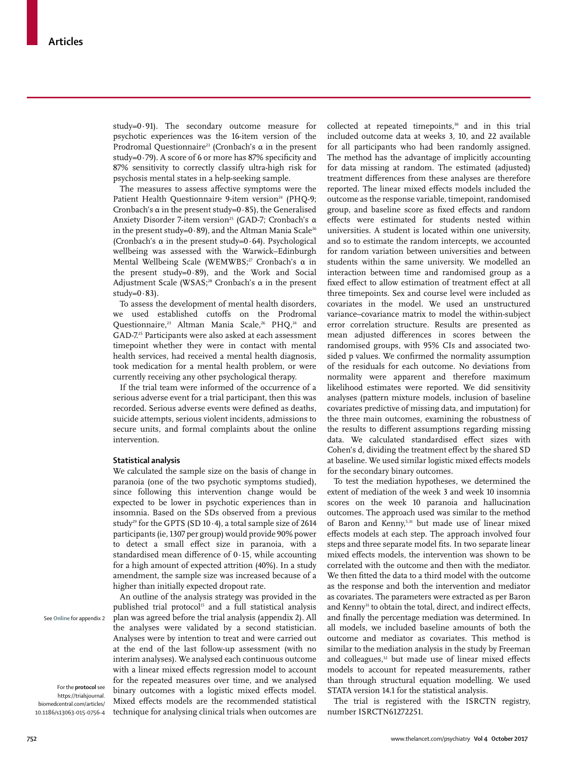study=0·91). The secondary outcome measure for psychotic experiences was the 16-item version of the Prodromal Questionnaire[23] (Cronbach's α in the present study=0·79). A score of 6 or more has 87% specificity and 87% sensitivity to correctly classify ultra-high risk for psychosis mental states in a help-seeking sample.

The measures to assess affective symptoms were the Patient Health Questionnaire 9-item version[24] (PHQ-9; Cronbach's α in the present study=0·85), the Generalised Anxiety Disorder 7-item version[25] (GAD-7; Cronbach's α in the present study=0·89), and the Altman Mania Scale[26] (Cronbach's α in the present study=0·64). Psychological wellbeing was assessed with the Warwick–Edinburgh Mental Wellbeing Scale (WEMWBS;[27] Cronbach's α in the present study=0·89), and the Work and Social Adjustment Scale (WSAS;[28] Cronbach's α in the present study=0·83).

To assess the development of mental health disorders, we used established cutoffs on the Prodromal Questionnaire,[23] Altman Mania Scale,[26] PHQ,[24] and GAD-7.[25] Participants were also asked at each assessment timepoint whether they were in contact with mental health services, had received a mental health diagnosis, took medication for a mental health problem, or were currently receiving any other psychological therapy.

If the trial team were informed of the occurrence of a serious adverse event for a trial participant, then this was recorded. Serious adverse events were defined as deaths, suicide attempts, serious violent incidents, admissions to secure units, and formal complaints about the online intervention.

### Statistical analysis

We calculated the sample size on the basis of change in paranoia (one of the two psychotic symptoms studied), since following this intervention change would be expected to be lower in psychotic experiences than in insomnia. Based on the SDs observed from a previous study[29] for the GPTS (SD 10·4), a total sample size of 2614 participants (ie, 1307 per group) would provide 90% power to detect a small effect size in paranoia, with a standardised mean difference of 0·15, while accounting for a high amount of expected attrition (40%). In a study amendment, the sample size was increased because of a higher than initially expected dropout rate.

An outline of the analysis strategy was provided in the published trial protocol[15] and a full statistical analysis plan was agreed before the trial analysis (appendix 2). All the analyses were validated by a second statistician. Analyses were by intention to treat and were carried out at the end of the last follow-up assessment (with no interim analyses). We analysed each continuous outcome with a linear mixed effects regression model to account for the repeated measures over time, and we analysed binary outcomes with a logistic mixed effects model. Mixed effects models are the recommended statistical technique for analysing clinical trials when outcomes are collected at repeated timepoints,[30] and in this trial included outcome data at weeks 3, 10, and 22 available for all participants who had been randomly assigned. The method has the advantage of implicitly accounting for data missing at random. The estimated (adjusted) treatment differences from these analyses are therefore reported. The linear mixed effects models included the outcome as the response variable, timepoint, randomised group, and baseline score as fixed effects and random effects were estimated for students nested within universities. A student is located within one university, and so to estimate the random intercepts, we accounted for random variation between universities and between students within the same university. We modelled an interaction between time and randomised group as a fixed effect to allow estimation of treatment effect at all three timepoints. Sex and course level were included as covariates in the model. We used an unstructured variance–covariance matrix to model the within-subject error correlation structure. Results are presented as mean adjusted differences in scores between the randomised groups, with 95% CIs and associated two-sided p values. We confirmed the normality assumption of the residuals for each outcome. No deviations from normality were apparent and therefore maximum likelihood estimates were reported. We did sensitivity analyses (pattern mixture models, inclusion of baseline covariates predictive of missing data, and imputation) for the three main outcomes, examining the robustness of the results to different assumptions regarding missing data. We calculated standardised effect sizes with Cohen's d, dividing the treatment effect by the shared SD at baseline. We used similar logistic mixed effects models for the secondary binary outcomes.

To test the mediation hypotheses, we determined the extent of mediation of the week 3 and week 10 insomnia scores on the week 10 paranoia and hallucination outcomes. The approach used was similar to the method of Baron and Kenny,[5,31] but made use of linear mixed effects models at each step. The approach involved four steps and three separate model fits. In two separate linear mixed effects models, the intervention was shown to be correlated with the outcome and then with the mediator. We then fitted the data to a third model with the outcome as the response and both the intervention and mediator as covariates. The parameters were extracted as per Baron and Kenny[31] to obtain the total, direct, and indirect effects, and finally the percentage mediation was determined. In all models, we included baseline amounts of both the outcome and mediator as covariates. This method is similar to the mediation analysis in the study by Freeman and colleagues,[32] but made use of linear mixed effects models to account for repeated measurements, rather than through structural equation modelling. We used STATA version 14.1 for the statistical analysis.

The trial is registered with the ISRCTN registry, number ISRCTN61272251.

See Online for appendix 2

For the **protocol** see https://trialsjournal.biomedcentral.com/articles/10.1186/s13063-015-0756-4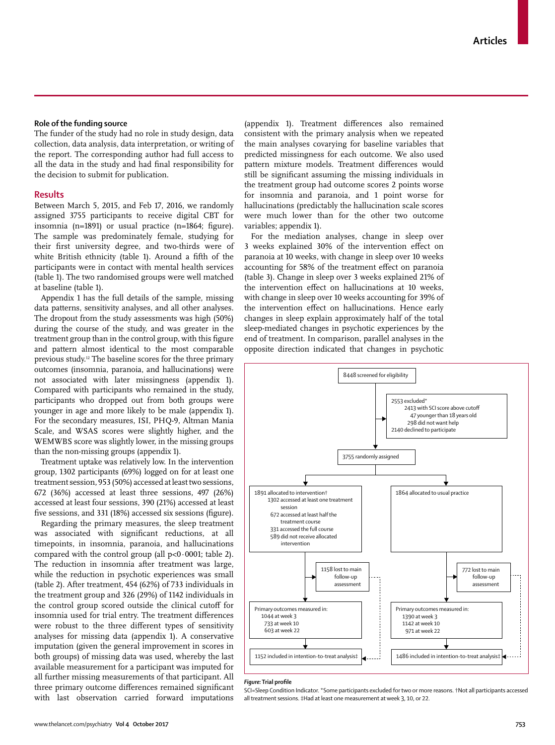## Role of the funding source

The funder of the study had no role in study design, data collection, data analysis, data interpretation, or writing of the report. The corresponding author had full access to all the data in the study and had final responsibility for the decision to submit for publication.

## Results

Between March 5, 2015, and Feb 17, 2016, we randomly assigned 3755 participants to receive digital CBT for insomnia (n=1891) or usual practice (n=1864; figure). The sample was predominately female, studying for their first university degree, and two-thirds were of white British ethnicity (table 1). Around a fifth of the participants were in contact with mental health services (table 1). The two randomised groups were well matched at baseline (table 1).

Appendix 1 has the full details of the sample, missing data patterns, sensitivity analyses, and all other analyses. The dropout from the study assessments was high (50%) during the course of the study, and was greater in the treatment group than in the control group, with this figure and pattern almost identical to the most comparable previous study.[12] The baseline scores for the three primary outcomes (insomnia, paranoia, and hallucinations) were not associated with later missingness (appendix 1). Compared with participants who remained in the study, participants who dropped out from both groups were younger in age and more likely to be male (appendix 1). For the secondary measures, ISI, PHQ-9, Altman Mania Scale, and WSAS scores were slightly higher, and the WEMWBS score was slightly lower, in the missing groups than the non-missing groups (appendix 1).

Treatment uptake was relatively low. In the intervention group, 1302 participants (69%) logged on for at least one treatment session, 953 (50%) accessed at least two sessions, 672 (36%) accessed at least three sessions, 497 (26%) accessed at least four sessions, 390 (21%) accessed at least five sessions, and 331 (18%) accessed six sessions (figure).

Regarding the primary measures, the sleep treatment was associated with significant reductions, at all timepoints, in insomnia, paranoia, and hallucinations compared with the control group (all p<0·0001; table 2). The reduction in insomnia after treatment was large, while the reduction in psychotic experiences was small (table 2). After treatment, 454 (62%) of 733 individuals in the treatment group and 326 (29%) of 1142 individuals in the control group scored outside the clinical cutoff for insomnia used for trial entry. The treatment differences were robust to the three different types of sensitivity analyses for missing data (appendix 1). A conservative imputation (given the general improvement in scores in both groups) of missing data was used, whereby the last available measurement for a participant was imputed for all further missing measurements of that participant. All three primary outcome differences remained significant with last observation carried forward imputations (appendix 1). Treatment differences also remained consistent with the primary analysis when we repeated the main analyses covarying for baseline variables that predicted missingness for each outcome. We also used pattern mixture models. Treatment differences would still be significant assuming the missing individuals in the treatment group had outcome scores 2 points worse for insomnia and paranoia, and 1 point worse for hallucinations (predictably the hallucination scale scores were much lower than for the other two outcome variables; appendix 1).

For the mediation analyses, change in sleep over 3 weeks explained 30% of the intervention effect on paranoia at 10 weeks, with change in sleep over 10 weeks accounting for 58% of the treatment effect on paranoia (table 3). Change in sleep over 3 weeks explained 21% of the intervention effect on hallucinations at 10 weeks, with change in sleep over 10 weeks accounting for 39% of the intervention effect on hallucinations. Hence early changes in sleep explain approximately half of the total sleep-mediated changes in psychotic experiences by the end of treatment. In comparison, parallel analyses in the opposite direction indicated that changes in psychotic

8448 screened for eligibility

2553 excluded*
- 2413 with SCI score above cutoff
- 47 younger than 18 years old
- 298 did not want help
- 2140 declined to participate

3755 randomly assigned

1891 allocated to intervention†
- 1302 accessed at least one treatment session
- 672 accessed at least half the treatment course
- 331 accessed the full course
- 589 did not receive allocated intervention

1158 lost to main follow-up assessment

Primary outcomes measured in:
- 1044 at week 3
- 733 at week 10
- 603 at week 22

1152 included in intention-to-treat analysis‡

1864 allocated to usual practice

772 lost to main follow-up assessment

Primary outcomes measured in:
- 1390 at week 3
- 1142 at week 10
- 971 at week 22

1486 included in intention-to-treat analysis‡

***Figure:* Trial profile**

SCI=Sleep Condition Indicator. *Some participants excluded for two or more reasons. †Not all participants accessed all treatment sessions. ‡Had at least one measurement at week 3, 10, or 22.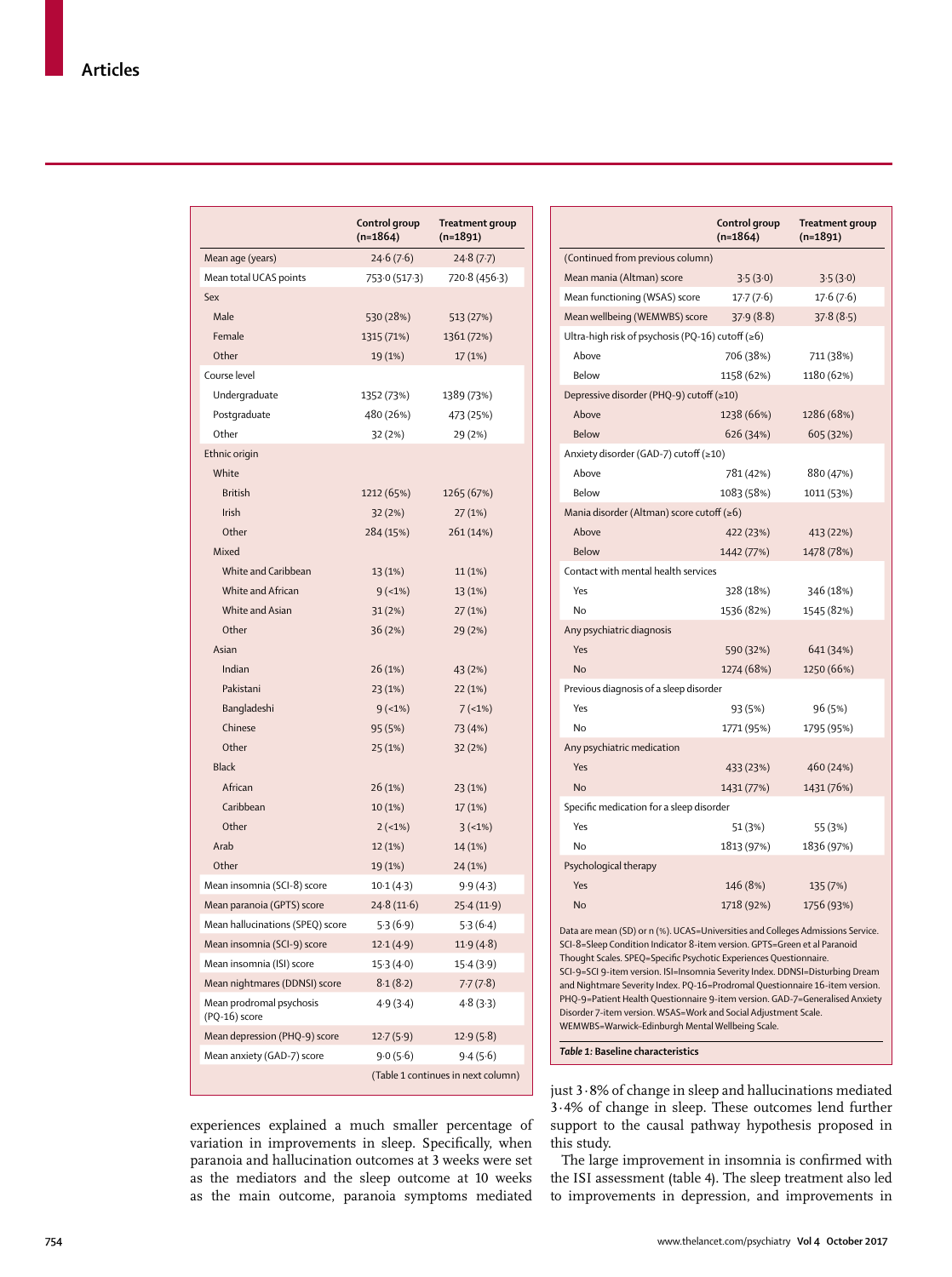| | Control group (n=1864) | Treatment group (n=1891) |
|---|---|---|
| Mean age (years) | 24·6 (7·6) | 24·8 (7·7) |
| Mean total UCAS points | 753·0 (517·3) | 720·8 (456·3) |
| Sex | | |
| Male | 530 (28%) | 513 (27%) |
| Female | 1315 (71%) | 1361 (72%) |
| Other | 19 (1%) | 17 (1%) |
| Course level | | |
| Undergraduate | 1352 (73%) | 1389 (73%) |
| Postgraduate | 480 (26%) | 473 (25%) |
| Other | 32 (2%) | 29 (2%) |
| Ethnic origin | | |
| White | | |
| British | 1212 (65%) | 1265 (67%) |
| Irish | 32 (2%) | 27 (1%) |
| Other | 284 (15%) | 261 (14%) |
| Mixed | | |
| White and Caribbean | 13 (1%) | 11 (1%) |
| White and African | 9 (<1%) | 13 (1%) |
| White and Asian | 31 (2%) | 27 (1%) |
| Other | 36 (2%) | 29 (2%) |
| Asian | | |
| Indian | 26 (1%) | 43 (2%) |
| Pakistani | 23 (1%) | 22 (1%) |
| Bangladeshi | 9 (<1%) | 7 (<1%) |
| Chinese | 95 (5%) | 73 (4%) |
| Other | 25 (1%) | 32 (2%) |
| Black | | |
| African | 26 (1%) | 23 (1%) |
| Caribbean | 10 (1%) | 17 (1%) |
| Other | 2 (<1%) | 3 (<1%) |
| Arab | 12 (1%) | 14 (1%) |
| Other | 19 (1%) | 24 (1%) |
| Mean insomnia (SCI-8) score | 10·1 (4·3) | 9·9 (4·3) |
| Mean paranoia (GPTS) score | 24·8 (11·6) | 25·4 (11·9) |
| Mean hallucinations (SPEQ) score | 5·3 (6·9) | 5·3 (6·4) |
| Mean insomnia (SCI-9) score | 12·1 (4·9) | 11·9 (4·8) |
| Mean insomnia (ISI) score | 15·3 (4·0) | 15·4 (3·9) |
| Mean nightmares (DDNSI) score | 8·1 (8·2) | 7·7 (7·8) |
| Mean prodromal psychosis (PQ-16) score | 4·9 (3·4) | 4·8 (3·3) |
| Mean depression (PHQ-9) score | 12·7 (5·9) | 12·9 (5·8) |
| Mean anxiety (GAD-7) score | 9·0 (5·6) | 9·4 (5·6) |
| Mean mania (Altman) score | 3·5 (3·0) | 3·5 (3·0) |
| Mean functioning (WSAS) score | 17·7 (7·6) | 17·6 (7·6) |
| Mean wellbeing (WEMWBS) score | 37·9 (8·8) | 37·8 (8·5) |
| Ultra-high risk of psychosis (PQ-16) cutoff (≥6) | | |
| Above | 706 (38%) | 711 (38%) |
| Below | 1158 (62%) | 1180 (62%) |
| Depressive disorder (PHQ-9) cutoff (≥10) | | |
| Above | 1238 (66%) | 1286 (68%) |
| Below | 626 (34%) | 605 (32%) |
| Anxiety disorder (GAD-7) cutoff (≥10) | | |
| Above | 781 (42%) | 880 (47%) |
| Below | 1083 (58%) | 1011 (53%) |
| Mania disorder (Altman) score cutoff (≥6) | | |
| Above | 422 (23%) | 413 (22%) |
| Below | 1442 (77%) | 1478 (78%) |
| Contact with mental health services | | |
| Yes | 328 (18%) | 346 (18%) |
| No | 1536 (82%) | 1545 (82%) |
| Any psychiatric diagnosis | | |
| Yes | 590 (32%) | 641 (34%) |
| No | 1274 (68%) | 1250 (66%) |
| Previous diagnosis of a sleep disorder | | |
| Yes | 93 (5%) | 96 (5%) |
| No | 1771 (95%) | 1795 (95%) |
| Any psychiatric medication | | |
| Yes | 433 (23%) | 460 (24%) |
| No | 1431 (77%) | 1431 (76%) |
| Specific medication for a sleep disorder | | |
| Yes | 51 (3%) | 55 (3%) |
| No | 1813 (97%) | 1836 (97%) |
| Psychological therapy | | |
| Yes | 146 (8%) | 135 (7%) |
| No | 1718 (92%) | 1756 (93%) |

Data are mean (SD) or n (%). UCAS=Universities and Colleges Admissions Service. SCI-8=Sleep Condition Indicator 8-item version. GPTS=Green et al Paranoid Thought Scales. SPEQ=Specific Psychotic Experiences Questionnaire. SCI-9=SCI 9-item version. ISI=Insomnia Severity Index. DDNSI=Disturbing Dream and Nightmare Severity Index. PQ-16=Prodromal Questionnaire 16-item version. PHQ-9=Patient Health Questionnaire 9-item version. GAD-7=Generalised Anxiety Disorder 7-item version. WSAS=Work and Social Adjustment Scale. WEMWBS=Warwick-Edinburgh Mental Wellbeing Scale.

*Table 1:* **Baseline characteristics**

experiences explained a much smaller percentage of variation in improvements in sleep. Specifically, when paranoia and hallucination outcomes at 3 weeks were set as the mediators and the sleep outcome at 10 weeks as the main outcome, paranoia symptoms mediated just 3·8% of change in sleep and hallucinations mediated 3·4% of change in sleep. These outcomes lend further support to the causal pathway hypothesis proposed in this study.

The large improvement in insomnia is confirmed with the ISI assessment (table 4). The sleep treatment also led to improvements in depression, and improvements in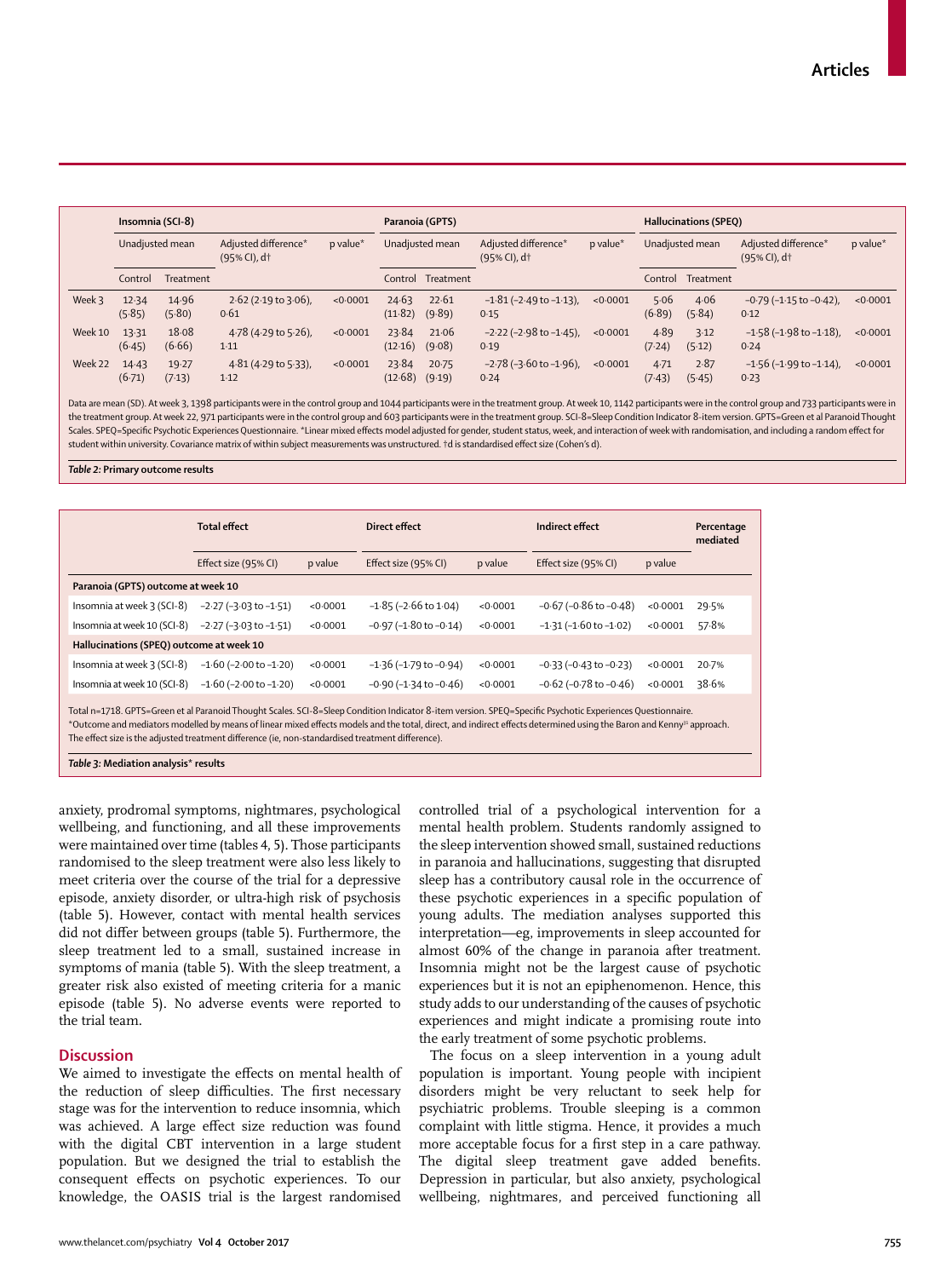|  | Insomnia (SCI-8) |  |  |  | Paranoia (GPTS) |  |  |  | Hallucinations (SPEQ) |  |  |  |
|---|---|---|---|---|---|---|---|---|---|---|---|---|
|  | Unadjusted mean |  | Adjusted difference* (95% CI), d† | p value* | Unadjusted mean |  | Adjusted difference* (95% CI), d† | p value* | Unadjusted mean |  | Adjusted difference* (95% CI), d† | p value* |
|  | Control | Treatment |  |  | Control | Treatment |  |  | Control | Treatment |  |  |
| Week 3 | 12·34 (5·85) | 14·96 (5·80) | 2·62 (2·19 to 3·06), 0·61 | <0·0001 | 24·63 (11·82) | 22·61 (9·89) | −1·81 (−2·49 to −1·13), 0·15 | <0·0001 | 5·06 (6·89) | 4·06 (5·84) | −0·79 (−1·15 to −0·42), 0·12 | <0·0001 |
| Week 10 | 13·31 (6·45) | 18·08 (6·66) | 4·78 (4·29 to 5·26), 1·11 | <0·0001 | 23·84 (12·16) | 21·06 (9·08) | −2·22 (−2·98 to −1·45), 0·19 | <0·0001 | 4·89 (7·24) | 3·12 (5·12) | −1·58 (−1·98 to −1·18), 0·24 | <0·0001 |
| Week 22 | 14·43 (6·71) | 19·27 (7·13) | 4·81 (4·29 to 5·33), 1·12 | <0·0001 | 23·84 (12·68) | 20·75 (9·19) | −2·78 (−3·60 to −1·96), 0·24 | <0·0001 | 4·71 (7·43) | 2·87 (5·45) | −1·56 (−1·99 to −1·14), 0·23 | <0·0001 |

Data are mean (SD). At week 3, 1398 participants were in the control group and 1044 participants were in the treatment group. At week 10, 1142 participants were in the control group and 733 participants were in the treatment group. At week 22, 971 participants were in the control group and 603 participants were in the treatment group. SCI-8=Sleep Condition Indicator 8-item version. GPTS=Green et al Paranoid Thought Scales. SPEQ=Specific Psychotic Experiences Questionnaire. *Linear mixed effects model adjusted for gender, student status, week, and interaction of week with randomisation, and including a random effect for student within university. Covariance matrix of within subject measurements was unstructured. †d is standardised effect size (Cohen's d).

**Table 2:** Primary outcome results

|  | Total effect |  | Direct effect |  | Indirect effect |  | Percentage mediated |
|---|---|---|---|---|---|---|---|
|  | Effect size (95% CI) | p value | Effect size (95% CI) | p value | Effect size (95% CI) | p value |  |
| **Paranoia (GPTS) outcome at week 10** |  |  |  |  |  |  |  |
| Insomnia at week 3 (SCI-8) | −2·27 (−3·03 to −1·51) | <0·0001 | −1·85 (−2·66 to 1·04) | <0·0001 | −0·67 (−0·86 to −0·48) | <0·0001 | 29·5% |
| Insomnia at week 10 (SCI-8) | −2·27 (−3·03 to −1·51) | <0·0001 | −0·97 (−1·80 to −0·14) | <0·0001 | −1·31 (−1·60 to −1·02) | <0·0001 | 57·8% |
| **Hallucinations (SPEQ) outcome at week 10** |  |  |  |  |  |  |  |
| Insomnia at week 3 (SCI-8) | −1·60 (−2·00 to −1·20) | <0·0001 | −1·36 (−1·79 to −0·94) | <0·0001 | −0·33 (−0·43 to −0·23) | <0·0001 | 20·7% |
| Insomnia at week 10 (SCI-8) | −1·60 (−2·00 to −1·20) | <0·0001 | −0·90 (−1·34 to −0·46) | <0·0001 | −0·62 (−0·78 to −0·46) | <0·0001 | 38·6% |

Total n=1718. GPTS=Green et al Paranoid Thought Scales. SCI-8=Sleep Condition Indicator 8-item version. SPEQ=Specific Psychotic Experiences Questionnaire. *Outcome and mediators modelled by means of linear mixed effects models and the total, direct, and indirect effects determined using the Baron and Kenny[33] approach. The effect size is the adjusted treatment difference (ie, non-standardised treatment difference).

**Table 3:** Mediation analysis* results

anxiety, prodromal symptoms, nightmares, psychological wellbeing, and functioning, and all these improvements were maintained over time (tables 4, 5). Those participants randomised to the sleep treatment were also less likely to meet criteria over the course of the trial for a depressive episode, anxiety disorder, or ultra-high risk of psychosis (table 5). However, contact with mental health services did not differ between groups (table 5). Furthermore, the sleep treatment led to a small, sustained increase in symptoms of mania (table 5). With the sleep treatment, a greater risk also existed of meeting criteria for a manic episode (table 5). No adverse events were reported to the trial team.

## Discussion

We aimed to investigate the effects on mental health of the reduction of sleep difficulties. The first necessary stage was for the intervention to reduce insomnia, which was achieved. A large effect size reduction was found with the digital CBT intervention in a large student population. But we designed the trial to establish the consequent effects on psychotic experiences. To our knowledge, the OASIS trial is the largest randomised controlled trial of a psychological intervention for a mental health problem. Students randomly assigned to the sleep intervention showed small, sustained reductions in paranoia and hallucinations, suggesting that disrupted sleep has a contributory causal role in the occurrence of these psychotic experiences in a specific population of young adults. The mediation analyses supported this interpretation—eg, improvements in sleep accounted for almost 60% of the change in paranoia after treatment. Insomnia might not be the largest cause of psychotic experiences but it is not an epiphenomenon. Hence, this study adds to our understanding of the causes of psychotic experiences and might indicate a promising route into the early treatment of some psychotic problems.

The focus on a sleep intervention in a young adult population is important. Young people with incipient disorders might be very reluctant to seek help for psychiatric problems. Trouble sleeping is a common complaint with little stigma. Hence, it provides a much more acceptable focus for a first step in a care pathway. The digital sleep treatment gave added benefits. Depression in particular, but also anxiety, psychological wellbeing, nightmares, and perceived functioning all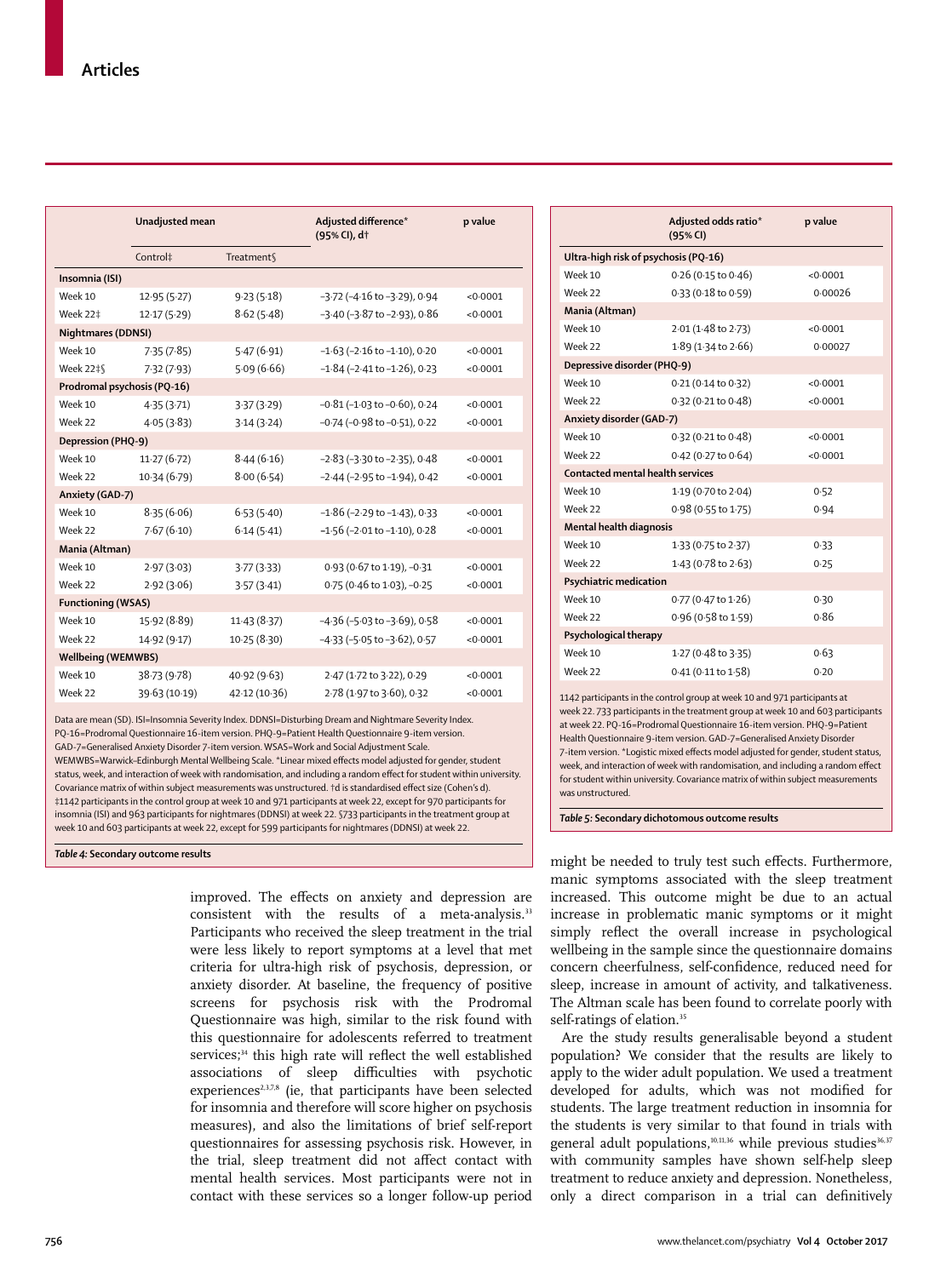| | Unadjusted mean | | Adjusted difference* (95% CI), d† | p value |
|---|---|---|---|---|
| | Control‡ | Treatment§ | | |
| **Insomnia (ISI)** | | | | |
| Week 10 | 12·95 (5·27) | 9·23 (5·18) | −3·72 (−4·16 to −3·29), 0·94 | <0·0001 |
| Week 22‡ | 12·17 (5·29) | 8·62 (5·48) | −3·40 (−3·87 to −2·93), 0·86 | <0·0001 |
| **Nightmares (DDNSI)** | | | | |
| Week 10 | 7·35 (7·85) | 5·47 (6·91) | −1·63 (−2·16 to −1·10), 0·20 | <0·0001 |
| Week 22‡§ | 7·32 (7·93) | 5·09 (6·66) | −1·84 (−2·41 to −1·26), 0·23 | <0·0001 |
| **Prodromal psychosis (PQ-16)** | | | | |
| Week 10 | 4·35 (3·71) | 3·37 (3·29) | −0·81 (−1·03 to −0·60), 0·24 | <0·0001 |
| Week 22 | 4·05 (3·83) | 3·14 (3·24) | −0·74 (−0·98 to −0·51), 0·22 | <0·0001 |
| **Depression (PHQ-9)** | | | | |
| Week 10 | 11·27 (6·72) | 8·44 (6·16) | −2·83 (−3·30 to −2·35), 0·48 | <0·0001 |
| Week 22 | 10·34 (6·79) | 8·00 (6·54) | −2·44 (−2·95 to −1·94), 0·42 | <0·0001 |
| **Anxiety (GAD-7)** | | | | |
| Week 10 | 8·35 (6·06) | 6·53 (5·40) | −1·86 (−2·29 to −1·43), 0·33 | <0·0001 |
| Week 22 | 7·67 (6·10) | 6·14 (5·41) | −1·56 (−2·01 to −1·10), 0·28 | <0·0001 |
| **Mania (Altman)** | | | | |
| Week 10 | 2·97 (3·03) | 3·77 (3·33) | 0·93 (0·67 to 1·19), −0·31 | <0·0001 |
| Week 22 | 2·92 (3·06) | 3·57 (3·41) | 0·75 (0·46 to 1·03), −0·25 | <0·0001 |
| **Functioning (WSAS)** | | | | |
| Week 10 | 15·92 (8·89) | 11·43 (8·37) | −4·36 (−5·03 to −3·69), 0·58 | <0·0001 |
| Week 22 | 14·92 (9·17) | 10·25 (8·30) | −4·33 (−5·05 to −3·62), 0·57 | <0·0001 |
| **Wellbeing (WEMWBS)** | | | | |
| Week 10 | 38·73 (9·78) | 40·92 (9·63) | 2·47 (1·72 to 3·22), 0·29 | <0·0001 |
| Week 22 | 39·63 (10·19) | 42·12 (10·36) | 2·78 (1·97 to 3·60), 0·32 | <0·0001 |

Data are mean (SD). ISI=Insomnia Severity Index. DDNSI=Disturbing Dream and Nightmare Severity Index. PQ-16=Prodromal Questionnaire 16-item version. PHQ-9=Patient Health Questionnaire 9-item version. GAD-7=Generalised Anxiety Disorder 7-item version. WSAS=Work and Social Adjustment Scale. WEMWBS=Warwick–Edinburgh Mental Wellbeing Scale. *Linear mixed effects model adjusted for gender, student status, week, and interaction of week with randomisation, and including a random effect for student within university. Covariance matrix of within subject measurements was unstructured. †d is standardised effect size (Cohen's d). ‡1142 participants in the control group at week 10 and 971 participants at week 22, except for 970 participants for insomnia (ISI) and 963 participants for nightmares (DDNSI) at week 22. §733 participants in the treatment group at week 10 and 603 participants at week 22, except for 599 participants for nightmares (DDNSI) at week 22.

*Table 4:* **Secondary outcome results**

| | Adjusted odds ratio* (95% CI) | p value |
|---|---|---|
| **Ultra-high risk of psychosis (PQ-16)** | | |
| Week 10 | 0·26 (0·15 to 0·46) | <0·0001 |
| Week 22 | 0·33 (0·18 to 0·59) | 0·00026 |
| **Mania (Altman)** | | |
| Week 10 | 2·01 (1·48 to 2·73) | <0·0001 |
| Week 22 | 1·89 (1·34 to 2·66) | 0·00027 |
| **Depressive disorder (PHQ-9)** | | |
| Week 10 | 0·21 (0·14 to 0·32) | <0·0001 |
| Week 22 | 0·32 (0·21 to 0·48) | <0·0001 |
| **Anxiety disorder (GAD-7)** | | |
| Week 10 | 0·32 (0·21 to 0·48) | <0·0001 |
| Week 22 | 0·42 (0·27 to 0·64) | <0·0001 |
| **Contacted mental health services** | | |
| Week 10 | 1·19 (0·70 to 2·04) | 0·52 |
| Week 22 | 0·98 (0·55 to 1·75) | 0·94 |
| **Mental health diagnosis** | | |
| Week 10 | 1·33 (0·75 to 2·37) | 0·33 |
| Week 22 | 1·43 (0·78 to 2·63) | 0·25 |
| **Psychiatric medication** | | |
| Week 10 | 0·77 (0·47 to 1·26) | 0·30 |
| Week 22 | 0·96 (0·58 to 1·59) | 0·86 |
| **Psychological therapy** | | |
| Week 10 | 1·27 (0·48 to 3·35) | 0·63 |
| Week 22 | 0·41 (0·11 to 1·58) | 0·20 |

1142 participants in the control group at week 10 and 971 participants at week 22. 733 participants in the treatment group at week 10 and 603 participants at week 22. PQ-16=Prodromal Questionnaire 16-item version. PHQ-9=Patient Health Questionnaire 9-item version. GAD-7=Generalised Anxiety Disorder 7-item version. *Logistic mixed effects model adjusted for gender, student status, week, and interaction of week with randomisation, and including a random effect for student within university. Covariance matrix of within subject measurements was unstructured.

*Table 5:* **Secondary dichotomous outcome results**

improved. The effects on anxiety and depression are consistent with the results of a meta-analysis.[33] Participants who received the sleep treatment in the trial were less likely to report symptoms at a level that met criteria for ultra-high risk of psychosis, depression, or anxiety disorder. At baseline, the frequency of positive screens for psychosis risk with the Prodromal Questionnaire was high, similar to the risk found with this questionnaire for adolescents referred to treatment services;[34] this high rate will reflect the well established associations of sleep difficulties with psychotic experiences[2,3,7,8] (ie, that participants have been selected for insomnia and therefore will score higher on psychosis measures), and also the limitations of brief self-report questionnaires for assessing psychosis risk. However, in the trial, sleep treatment did not affect contact with mental health services. Most participants were not in contact with these services so a longer follow-up period might be needed to truly test such effects. Furthermore, manic symptoms associated with the sleep treatment increased. This outcome might be due to an actual increase in problematic manic symptoms or it might simply reflect the overall increase in psychological wellbeing in the sample since the questionnaire domains concern cheerfulness, self-confidence, reduced need for sleep, increase in amount of activity, and talkativeness. The Altman scale has been found to correlate poorly with self-ratings of elation.[35]

Are the study results generalisable beyond a student population? We consider that the results are likely to apply to the wider adult population. We used a treatment developed for adults, which was not modified for students. The large treatment reduction in insomnia for the students is very similar to that found in trials with general adult populations,[10,11,36] while previous studies[36,37] with community samples have shown self-help sleep treatment to reduce anxiety and depression. Nonetheless, only a direct comparison in a trial can definitively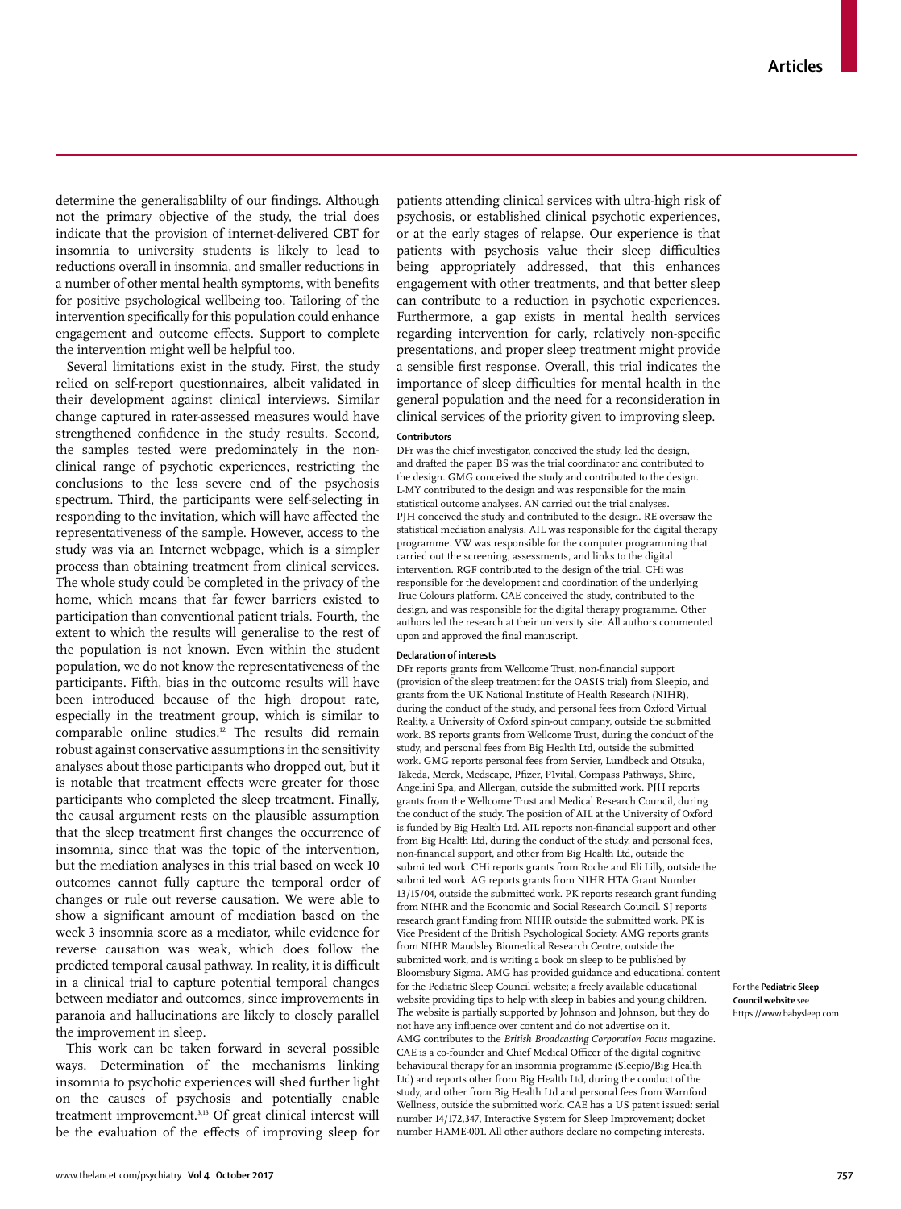determine the generalisablilty of our findings. Although not the primary objective of the study, the trial does indicate that the provision of internet-delivered CBT for insomnia to university students is likely to lead to reductions overall in insomnia, and smaller reductions in a number of other mental health symptoms, with benefits for positive psychological wellbeing too. Tailoring of the intervention specifically for this population could enhance engagement and outcome effects. Support to complete the intervention might well be helpful too.

Several limitations exist in the study. First, the study relied on self-report questionnaires, albeit validated in their development against clinical interviews. Similar change captured in rater-assessed measures would have strengthened confidence in the study results. Second, the samples tested were predominately in the non-clinical range of psychotic experiences, restricting the conclusions to the less severe end of the psychosis spectrum. Third, the participants were self-selecting in responding to the invitation, which will have affected the representativeness of the sample. However, access to the study was via an Internet webpage, which is a simpler process than obtaining treatment from clinical services. The whole study could be completed in the privacy of the home, which means that far fewer barriers existed to participation than conventional patient trials. Fourth, the extent to which the results will generalise to the rest of the population is not known. Even within the student population, we do not know the representativeness of the participants. Fifth, bias in the outcome results will have been introduced because of the high dropout rate, especially in the treatment group, which is similar to comparable online studies.[12] The results did remain robust against conservative assumptions in the sensitivity analyses about those participants who dropped out, but it is notable that treatment effects were greater for those participants who completed the sleep treatment. Finally, the causal argument rests on the plausible assumption that the sleep treatment first changes the occurrence of insomnia, since that was the topic of the intervention, but the mediation analyses in this trial based on week 10 outcomes cannot fully capture the temporal order of changes or rule out reverse causation. We were able to show a significant amount of mediation based on the week 3 insomnia score as a mediator, while evidence for reverse causation was weak, which does follow the predicted temporal causal pathway. In reality, it is difficult in a clinical trial to capture potential temporal changes between mediator and outcomes, since improvements in paranoia and hallucinations are likely to closely parallel the improvement in sleep.

This work can be taken forward in several possible ways. Determination of the mechanisms linking insomnia to psychotic experiences will shed further light on the causes of psychosis and potentially enable treatment improvement.[3,13] Of great clinical interest will be the evaluation of the effects of improving sleep for patients attending clinical services with ultra-high risk of psychosis, or established clinical psychotic experiences, or at the early stages of relapse. Our experience is that patients with psychosis value their sleep difficulties being appropriately addressed, that this enhances engagement with other treatments, and that better sleep can contribute to a reduction in psychotic experiences. Furthermore, a gap exists in mental health services regarding intervention for early, relatively non-specific presentations, and proper sleep treatment might provide a sensible first response. Overall, this trial indicates the importance of sleep difficulties for mental health in the general population and the need for a reconsideration in clinical services of the priority given to improving sleep.

#### Contributors

DFr was the chief investigator, conceived the study, led the design, and drafted the paper. BS was the trial coordinator and contributed to the design. GMG conceived the study and contributed to the design. L-MY contributed to the design and was responsible for the main statistical outcome analyses. AN carried out the trial analyses. PJH conceived the study and contributed to the design. RE oversaw the statistical mediation analysis. AIL was responsible for the digital therapy programme. VW was responsible for the computer programming that carried out the screening, assessments, and links to the digital intervention. RGF contributed to the design of the trial. CHi was responsible for the development and coordination of the underlying True Colours platform. CAE conceived the study, contributed to the design, and was responsible for the digital therapy programme. Other authors led the research at their university site. All authors commented upon and approved the final manuscript.

#### Declaration of interests

DFr reports grants from Wellcome Trust, non-financial support (provision of the sleep treatment for the OASIS trial) from Sleepio, and grants from the UK National Institute of Health Research (NIHR), during the conduct of the study, and personal fees from Oxford Virtual Reality, a University of Oxford spin-out company, outside the submitted work. BS reports grants from Wellcome Trust, during the conduct of the study, and personal fees from Big Health Ltd, outside the submitted work. GMG reports personal fees from Servier, Lundbeck and Otsuka, Takeda, Merck, Medscape, Pfizer, P1vital, Compass Pathways, Shire, Angelini Spa, and Allergan, outside the submitted work. PJH reports grants from the Wellcome Trust and Medical Research Council, during the conduct of the study. The position of AIL at the University of Oxford is funded by Big Health Ltd. AIL reports non-financial support and other from Big Health Ltd, during the conduct of the study, and personal fees, non-financial support, and other from Big Health Ltd, outside the submitted work. CHi reports grants from Roche and Eli Lilly, outside the submitted work. AG reports grants from NIHR HTA Grant Number 13/15/04, outside the submitted work. PK reports research grant funding from NIHR and the Economic and Social Research Council. SJ reports research grant funding from NIHR outside the submitted work. PK is Vice President of the British Psychological Society. AMG reports grants from NIHR Maudsley Biomedical Research Centre, outside the submitted work, and is writing a book on sleep to be published by Bloomsbury Sigma. AMG has provided guidance and educational content for the Pediatric Sleep Council website; a freely available educational website providing tips to help with sleep in babies and young children. The website is partially supported by Johnson and Johnson, but they do not have any influence over content and do not advertise on it. AMG contributes to the *British Broadcasting Corporation Focus* magazine. CAE is a co-founder and Chief Medical Officer of the digital cognitive behavioural therapy for an insomnia programme (Sleepio/Big Health Ltd) and reports other from Big Health Ltd, during the conduct of the study, and other from Big Health Ltd and personal fees from Warnford Wellness, outside the submitted work. CAE has a US patent issued: serial number 14/172,347, Interactive System for Sleep Improvement; docket number HAME-001. All other authors declare no competing interests.

For the **Pediatric Sleep Council website** see https://www.babysleep.com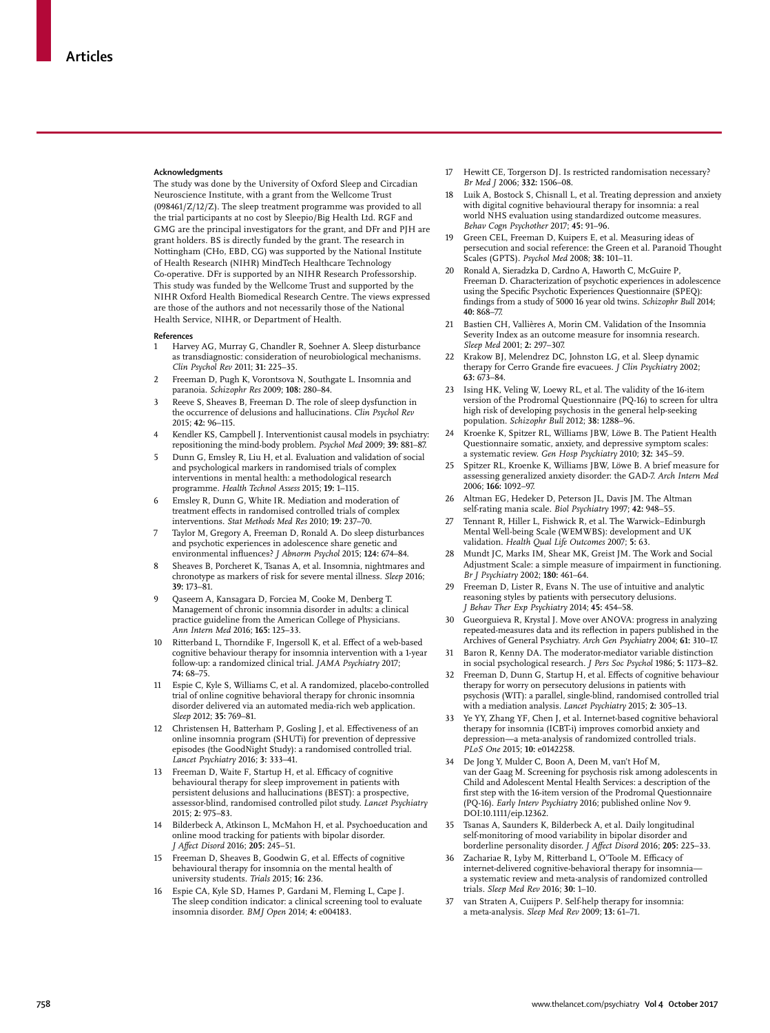### Acknowledgments

The study was done by the University of Oxford Sleep and Circadian Neuroscience Institute, with a grant from the Wellcome Trust (098461/Z/12/Z). The sleep treatment programme was provided to all the trial participants at no cost by Sleepio/Big Health Ltd. RGF and GMG are the principal investigators for the grant, and DFr and PJH are grant holders. BS is directly funded by the grant. The research in Nottingham (CHo, EBD, CG) was supported by the National Institute of Health Research (NIHR) MindTech Healthcare Technology Co-operative. DFr is supported by an NIHR Research Professorship. This study was funded by the Wellcome Trust and supported by the NIHR Oxford Health Biomedical Research Centre. The views expressed are those of the authors and not necessarily those of the National Health Service, NIHR, or Department of Health.

### References

1. Harvey AG, Murray G, Chandler R, Soehner A. Sleep disturbance as transdiagnostic: consideration of neurobiological mechanisms. *Clin Psychol Rev* 2011; **31:** 225–35.
2. Freeman D, Pugh K, Vorontsova N, Southgate L. Insomnia and paranoia. *Schizophr Res* 2009; **108:** 280–84.
3. Reeve S, Sheaves B, Freeman D. The role of sleep dysfunction in the occurrence of delusions and hallucinations. *Clin Psychol Rev* 2015; **42:** 96–115.
4. Kendler KS, Campbell J. Interventionist causal models in psychiatry: repositioning the mind-body problem. *Psychol Med* 2009; **39:** 881–87.
5. Dunn G, Emsley R, Liu H, et al. Evaluation and validation of social and psychological markers in randomised trials of complex interventions in mental health: a methodological research programme. *Health Technol Assess* 2015; **19:** 1–115.
6. Emsley R, Dunn G, White IR. Mediation and moderation of treatment effects in randomised controlled trials of complex interventions. *Stat Methods Med Res* 2010; **19:** 237–70.
7. Taylor M, Gregory A, Freeman D, Ronald A. Do sleep disturbances and psychotic experiences in adolescence share genetic and environmental influences? *J Abnorm Psychol* 2015; **124:** 674–84.
8. Sheaves B, Porcheret K, Tsanas A, et al. Insomnia, nightmares and chronotype as markers of risk for severe mental illness. *Sleep* 2016; **39:** 173–81.
9. Qaseem A, Kansagara D, Forciea M, Cooke M, Denberg T. Management of chronic insomnia disorder in adults: a clinical practice guideline from the American College of Physicians. *Ann Intern Med* 2016; **165:** 125–33.
10. Ritterband L, Thorndike F, Ingersoll K, et al. Effect of a web-based cognitive behaviour therapy for insomnia intervention with a 1-year follow-up: a randomized clinical trial. *JAMA Psychiatry* 2017; **74:** 68–75.
11. Espie C, Kyle S, Williams C, et al. A randomized, placebo-controlled trial of online cognitive behavioral therapy for chronic insomnia disorder delivered via an automated media-rich web application. *Sleep* 2012; **35:** 769–81.
12. Christensen H, Batterham P, Gosling J, et al. Effectiveness of an online insomnia program (SHUTi) for prevention of depressive episodes (the GoodNight Study): a randomised controlled trial. *Lancet Psychiatry* 2016; **3:** 333–41.
13. Freeman D, Waite F, Startup H, et al. Efficacy of cognitive behavioural therapy for sleep improvement in patients with persistent delusions and hallucinations (BEST): a prospective, assessor-blind, randomised controlled pilot study. *Lancet Psychiatry* 2015; **2:** 975–83.
14. Bilderbeck A, Atkinson L, McMahon H, et al. Psychoeducation and online mood tracking for patients with bipolar disorder. *J Affect Disord* 2016; **205:** 245–51.
15. Freeman D, Sheaves B, Goodwin G, et al. Effects of cognitive behavioural therapy for insomnia on the mental health of university students. *Trials* 2015; **16:** 236.
16. Espie CA, Kyle SD, Hames P, Gardani M, Fleming L, Cape J. The sleep condition indicator: a clinical screening tool to evaluate insomnia disorder. *BMJ Open* 2014; **4:** e004183.
17. Hewitt CE, Torgerson DJ. Is restricted randomisation necessary? *Br Med J* 2006; **332:** 1506–08.
18. Luik A, Bostock S, Chisnall L, et al. Treating depression and anxiety with digital cognitive behavioural therapy for insomnia: a real world NHS evaluation using standardized outcome measures. *Behav Cogn Psychother* 2017; **45:** 91–96.
19. Green CEL, Freeman D, Kuipers E, et al. Measuring ideas of persecution and social reference: the Green et al. Paranoid Thought Scales (GPTS). *Psychol Med* 2008; **38:** 101–11.
20. Ronald A, Sieradzka D, Cardno A, Haworth C, McGuire P, Freeman D. Characterization of psychotic experiences in adolescence using the Specific Psychotic Experiences Questionnaire (SPEQ): findings from a study of 5000 16 year old twins. *Schizophr Bull* 2014; **40:** 868–77.
21. Bastien CH, Vallières A, Morin CM. Validation of the Insomnia Severity Index as an outcome measure for insomnia research. *Sleep Med* 2001; **2:** 297–307.
22. Krakow BJ, Melendrez DC, Johnston LG, et al. Sleep dynamic therapy for Cerro Grande fire evacuees. *J Clin Psychiatry* 2002; **63:** 673–84.
23. Ising HK, Veling W, Loewy RL, et al. The validity of the 16-item version of the Prodromal Questionnaire (PQ-16) to screen for ultra high risk of developing psychosis in the general help-seeking population. *Schizophr Bull* 2012; **38:** 1288–96.
24. Kroenke K, Spitzer RL, Williams JBW, Löwe B. The Patient Health Questionnaire somatic, anxiety, and depressive symptom scales: a systematic review. *Gen Hosp Psychiatry* 2010; **32:** 345–59.
25. Spitzer RL, Kroenke K, Williams JBW, Löwe B. A brief measure for assessing generalized anxiety disorder: the GAD-7. *Arch Intern Med* 2006; **166:** 1092–97.
26. Altman EG, Hedeker D, Peterson JL, Davis JM. The Altman self-rating mania scale. *Biol Psychiatry* 1997; **42:** 948–55.
27. Tennant R, Hiller L, Fishwick R, et al. The Warwick–Edinburgh Mental Well-being Scale (WEMWBS): development and UK validation. *Health Qual Life Outcomes* 2007; **5:** 63.
28. Mundt JC, Marks IM, Shear MK, Greist JM. The Work and Social Adjustment Scale: a simple measure of impairment in functioning. *Br J Psychiatry* 2002; **180:** 461–64.
29. Freeman D, Lister R, Evans N. The use of intuitive and analytic reasoning styles by patients with persecutory delusions. *J Behav Ther Exp Psychiatry* 2014; **45:** 454–58.
30. Gueorguieva R, Krystal J. Move over ANOVA: progress in analyzing repeated-measures data and its reflection in papers published in the Archives of General Psychiatry. *Arch Gen Psychiatry* 2004; **61:** 310–17.
31. Baron R, Kenny DA. The moderator-mediator variable distinction in social psychological research. *J Pers Soc Psychol* 1986; **5:** 1173–82.
32. Freeman D, Dunn G, Startup H, et al. Effects of cognitive behaviour therapy for worry on persecutory delusions in patients with psychosis (WIT): a parallel, single-blind, randomised controlled trial with a mediation analysis. *Lancet Psychiatry* 2015; **2:** 305–13.
33. Ye YY, Zhang YF, Chen J, et al. Internet-based cognitive behavioral therapy for insomnia (ICBT-i) improves comorbid anxiety and depression—a meta-analysis of randomized controlled trials. *PLoS One* 2015; **10:** e0142258.
34. De Jong Y, Mulder C, Boon A, Deen M, van't Hof M, van der Gaag M. Screening for psychosis risk among adolescents in Child and Adolescent Mental Health Services: a description of the first step with the 16-item version of the Prodromal Questionnaire (PQ-16). *Early Interv Psychiatry* 2016; published online Nov 9. DOI:10.1111/eip.12362.
35. Tsanas A, Saunders K, Bilderbeck A, et al. Daily longitudinal self-monitoring of mood variability in bipolar disorder and borderline personality disorder. *J Affect Disord* 2016; **205:** 225–33.
36. Zachariae R, Lyby M, Ritterband L, O'Toole M. Efficacy of internet-delivered cognitive-behavioral therapy for insomnia—a systematic review and meta-analysis of randomized controlled trials. *Sleep Med Rev* 2016; **30:** 1–10.
37. van Straten A, Cuijpers P. Self-help therapy for insomnia: a meta-analysis. *Sleep Med Rev* 2009; **13:** 61–71.